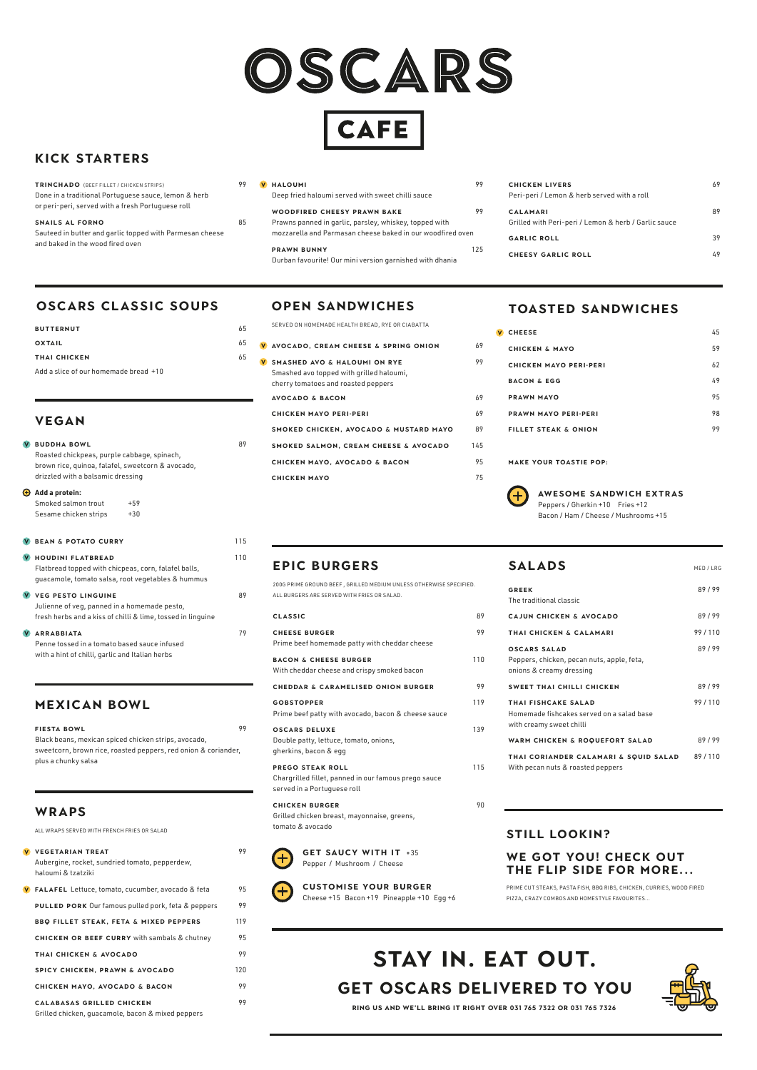# OSCARS CAFE

## KICK STARTERS

**TRINCHADO** (BEEF FILLET / CHICKEN STRIPS) — 99
Done in a traditional Portuguese sauce, lemon & herb or peri-peri, served with a fresh Portuguese roll

**SNAILS AL FORNO** — 85
Sauteed in butter and garlic topped with Parmesan cheese and baked in the wood fired oven

(V) **HALOUMI** — 99
Deep fried haloumi served with sweet chilli sauce

**WOODFIRED CHEESY PRAWN BAKE** — 99
Prawns panned in garlic, parsley, whiskey, topped with mozzarella and Parmasan cheese baked in our woodfired oven

**PRAWN BUNNY** — 125
Durban favourite! Our mini version garnished with dhania

**CHICKEN LIVERS** — 69
Peri-peri / Lemon & herb served with a roll

**CALAMARI** — 89
Grilled with Peri-peri / Lemon & herb / Garlic sauce

**GARLIC ROLL** — 39

**CHEESY GARLIC ROLL** — 49

## OSCARS CLASSIC SOUPS

| Item | Price |
|---|---|
| **BUTTERNUT** | 65 |
| **OXTAIL** | 65 |
| **THAI CHICKEN** | 65 |

Add a slice of our homemade bread +10

## VEGAN

(V) **BUDDHA BOWL** — 89
Roasted chickpeas, purple cabbage, spinach, brown rice, quinoa, falafel, sweetcorn & avocado, drizzled with a balsamic dressing

**Add a protein:**
Smoked salmon trout +59
Sesame chicken strips +30

(V) **BEAN & POTATO CURRY** — 115

(V) **HOUDINI FLATBREAD** — 110
Flatbread topped with chickpeas, corn, falafel balls, guacamole, tomato salsa, root vegetables & hummus

(V) **VEG PESTO LINGUINE** — 89
Julienne of veg, panned in a homemade pesto, fresh herbs and a kiss of chilli & lime, tossed in linguine

(V) **ARRABBIATA** — 79
Penne tossed in a tomato based sauce infused with a hint of chilli, garlic and Italian herbs

## MEXICAN BOWL

**FIESTA BOWL** — 99
Black beans, mexican spiced chicken strips, avocado, sweetcorn, brown rice, roasted peppers, red onion & coriander, plus a chunky salsa

## WRAPS

ALL WRAPS SERVED WITH FRENCH FRIES OR SALAD

(V) **VEGETARIAN TREAT** — 99
Aubergine, rocket, sundried tomato, pepperdew, haloumi & tzatziki

(V) **FALAFEL** Lettuce, tomato, cucumber, avocado & feta — 95

**PULLED PORK** Our famous pulled pork, feta & peppers — 99

**BBQ FILLET STEAK, FETA & MIXED PEPPERS** — 119

**CHICKEN OR BEEF CURRY** with sambals & chutney — 95

**THAI CHICKEN & AVOCADO** — 99

**SPICY CHICKEN, PRAWN & AVOCADO** — 120

**CHICKEN MAYO, AVOCADO & BACON** — 99

**CALABASAS GRILLED CHICKEN** — 99
Grilled chicken, guacamole, bacon & mixed peppers

## OPEN SANDWICHES

SERVED ON HOMEMADE HEALTH BREAD, RYE OR CIABATTA

(V) **AVOCADO, CREAM CHEESE & SPRING ONION** — 69

(V) **SMASHED AVO & HALOUMI ON RYE** — 99
Smashed avo topped with grilled haloumi, cherry tomatoes and roasted peppers

**AVOCADO & BACON** — 69

**CHICKEN MAYO PERI-PERI** — 69

**SMOKED CHICKEN, AVOCADO & MUSTARD MAYO** — 89

**SMOKED SALMON, CREAM CHEESE & AVOCADO** — 145

**CHICKEN MAYO, AVOCADO & BACON** — 95

**CHICKEN MAYO** — 75

## TOASTED SANDWICHES

| Item | Price |
|---|---|
| (V) **CHEESE** | 45 |
| **CHICKEN & MAYO** | 59 |
| **CHICKEN MAYO PERI-PERI** | 62 |
| **BACON & EGG** | 49 |
| **PRAWN MAYO** | 95 |
| **PRAWN MAYO PERI-PERI** | 98 |
| **FILLET STEAK & ONION** | 99 |

**MAKE YOUR TOASTIE POP:**

**AWESOME SANDWICH EXTRAS**
Peppers / Gherkin +10 Fries +12
Bacon / Ham / Cheese / Mushrooms +15

## EPIC BURGERS

200G PRIME GROUND BEEF, GRILLED MEDIUM UNLESS OTHERWISE SPECIFIED.
ALL BURGERS ARE SERVED WITH FRIES OR SALAD.

**CLASSIC** — 89

**CHEESE BURGER** — 99
Prime beef homemade patty with cheddar cheese

**BACON & CHEESE BURGER** — 110
With cheddar cheese and crispy smoked bacon

**CHEDDAR & CARAMELISED ONION BURGER** — 99

**GOBSTOPPER** — 119
Prime beef patty with avocado, bacon & cheese sauce

**OSCARS DELUXE** — 139
Double patty, lettuce, tomato, onions, gherkins, bacon & egg

**PREGO STEAK ROLL** — 115
Chargrilled fillet, panned in our famous prego sauce served in a Portuguese roll

**CHICKEN BURGER** — 90
Grilled chicken breast, mayonnaise, greens, tomato & avocado

**GET SAUCY WITH IT** +35
Pepper / Mushroom / Cheese

**CUSTOMISE YOUR BURGER**
Cheese +15 Bacon +19 Pineapple +10 Egg +6

## SALADS

| Item | MED / LRG |
|---|---|
| **GREEK** The traditional classic | 89 / 99 |
| **CAJUN CHICKEN & AVOCADO** | 89 / 99 |
| **THAI CHICKEN & CALAMARI** | 99 / 110 |
| **OSCARS SALAD** Peppers, chicken, pecan nuts, apple, feta, onions & creamy dressing | 89 / 99 |
| **SWEET THAI CHILLI CHICKEN** | 89 / 99 |
| **THAI FISHCAKE SALAD** Homemade fishcakes served on a salad base with creamy sweet chilli | 99 / 110 |
| **WARM CHICKEN & ROQUEFORT SALAD** | 89 / 99 |
| **THAI CORIANDER CALAMARI & SQUID SALAD** With pecan nuts & roasted peppers | 89 / 110 |

## STILL LOOKIN?

### WE GOT YOU! CHECK OUT THE FLIP SIDE FOR MORE...

PRIME CUT STEAKS, PASTA FISH, BBQ RIBS, CHICKEN, CURRIES, WOOD FIRED PIZZA, CRAZY COMBOS AND HOMESTYLE FAVOURITES...

# STAY IN. EAT OUT.

## GET OSCARS DELIVERED TO YOU

RING US AND WE'LL BRING IT RIGHT OVER 031 765 7322 OR 031 765 7326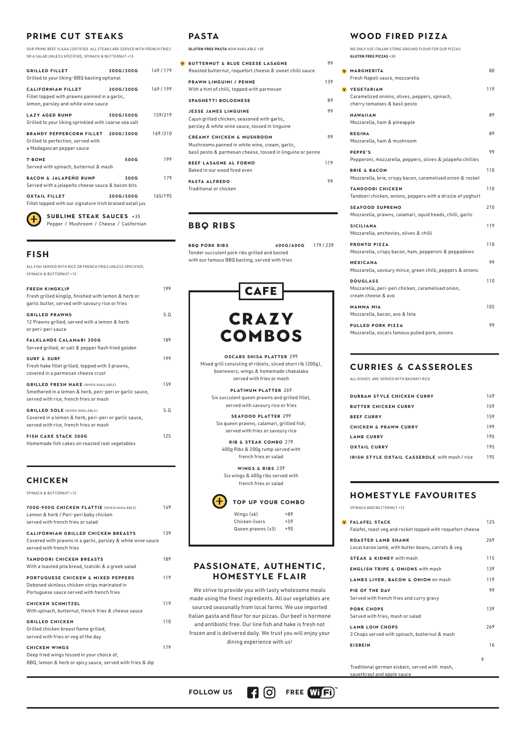## PRIME CUT STEAKS

OUR PRIME BEEF IS AAA CERTIFIED. ALL STEAKS ARE SERVED WITH FRENCH FRIES OR A SALAD UNLESS SPECIFIED, SPINACH & BUTTERNUT +15

| | | |
|---|---|---|
| **GRILLED FILLET**<br>Grilled to your liking-BBQ basting optional | 200G/300G | 149 / 179 |
| **CALIFORNIAN FILLET**<br>Fillet topped with prawns panned in a garlic, lemon, parsley and white wine sauce | 200G/300G | 169 / 199 |
| **LAZY AGED RUMP**<br>Grilled to your liking sprinkled with coarse sea salt | 300G/500G | 159/219 |
| **BRANDY PEPPERCORN FILLET**<br>Grilled to perfection, served with a Madagascan pepper sauce | 200G/300G | 169 /210 |
| **T-BONE**<br>Served with spinach, butternut & mash | 500G | 199 |
| **BACON & JALAPEÑO RUMP**<br>Served with a jalapeño cheese sauce & bacon bits | 300G | 179 |
| **OXTAIL FILLET**<br>Fillet topped with our signature Irish braised oxtail jus | 200G/300G | 165/195 |

**SUBLIME STEAK SAUCES** +35
Pepper / Mushroom / Cheese / Californian

## FISH

ALL FISH SERVED WITH RICE OR FRENCH FRIES UNLESS SPECIFIED, SPINACH & BUTTERNUT +15

| | |
|---|---|
| **FRESH KINGKLIP**<br>Fresh grilled kinglip, finished with lemon & herb or garlic butter, served with savoury rice or fries | 199 |
| **GRILLED PRAWNS**<br>12 Prawns grilled, served with a lemon & herb or peri-peri sauce | S.Q |
| **FALKLANDS CALAMARI 300G**<br>Served grilled, or salt & pepper flash fried golden | 189 |
| **SURF & SURF**<br>Fresh hake fillet grilled, topped with 3 prawns, covered in a parmesan cheese crust | 199 |
| **GRILLED FRESH HAKE** (WHEN AVAILABLE)<br>Smothered in a lemon & herb, peri-peri or garlic sauce, served with rice, french fries or mash | 159 |
| **GRILLED SOLE** (WHEN AVAILABLE)<br>Covered in a lemon & herb, peri-peri or garlic sauce, served with rice, french fries or mash | S.Q |
| **FISH CAKE STACK 300G**<br>Homemade fish cakes on roasted root vegetables | 125 |

## CHICKEN

SPINACH & BUTTERNUT +15

| | |
|---|---|
| **700G-900G CHICKEN FLATTIE** (WHEN AVAILABLE)<br>Lemon & herb / Peri-peri baby chicken served with french fries or salad | 149 |
| **CALIFORNIAN GRILLED CHICKEN BREASTS**<br>Covered with prawns in a garlic, parsley & white wine sauce served with french fries | 139 |
| **TANDOORI CHICKEN BREASTS**<br>With a toasted pita bread, tzatziki & a greek salad | 189 |
| **PORTUGUESE CHICKEN & MIXED PEPPERS**<br>Deboned skinless chicken strips marinated in Portuguese sauce served with french fries | 119 |
| **CHICKEN SCHNITZEL**<br>With spinach, butternut, french fries & cheese sauce | 119 |
| **GRILLED CHICKEN**<br>Grilled chicken breast flame grilled, served with fries or veg of the day | 110 |
| **CHICKEN WINGS**<br>Deep fried wings tossed in your choice of, BBQ, lemon & herb or spicy sauce, served with fries & dip | 179 |

## PASTA

**GLUTEN FREE PASTA** NOW AVAILABLE +30

| | |
|---|---|
| (V) **BUTTERNUT & BLUE CHEESE LASAGNE**<br>Roasted butternut, roquefort cheese & sweet chilli sauce | 99 |
| **PRAWN LINGUINI / PENNE**<br>With a hint of chilli, topped with parmesan | 139 |
| **SPAGHETTI BOLOGNESE** | 89 |
| **JESSE JAMES LINGUINE**<br>Cajun grilled chicken, seasoned with garlic, parsley & white wine sauce, tossed in linguine | 99 |
| **CREAMY CHICKEN & MUSHROOM**<br>Mushrooms panned in white wine, cream, garlic, basil pesto & parmesan cheese, tossed in linguine or penne | 99 |
| **BEEF LASAGNE AL FORNO**<br>Baked in our wood fired oven | 119 |
| **PASTA ALFREDO**<br>Traditional or chicken | 99 |

## BBQ RIBS

| | | |
|---|---|---|
| **BBQ PORK RIBS**<br>Tender succulent pork ribs grilled and basted with our famous BBQ basting, served with fries | 400G/600G | 179 / 239 |

## CAFE CRAZY COMBOS

**OSCARS SHISA PLATTER** 299
Mixed grill consisting of riblets, sliced short rib (200g), boerewors, wings & homemade chakalaka served with fries or mash

**PLATINUM PLATTER** 269
Six succulent queen prawns and grilled fillet, served with savoury rice or fries

**SEAFOOD PLATTER** 299
Six queen prawns, calamari, griilled fish, served with fries or savoury rice

**RIB & STEAK COMBO** 279
400g Ribs & 200g rump served with french fries or salad

**WINGS & RIBS** 239
Six wings & 400g ribs served with french fries or salad

**TOP UP YOUR COMBO**

| | |
|---|---|
| Wings (x6) | +89 |
| Chicken livers | +59 |
| Queen prawns (x3) | +90 |

## PASSIONATE, AUTHENTIC, HOMESTYLE FLAIR

We strive to provide you with tasty wholesome meals made using the finest ingredients. All our vegetables are sourced seasonally from local farms. We use imported Italian pasta and flour for our pizzas. Our beef is hormone and antibiotic free. Our line fish and hake is fresh not frozen and is delivered daily. We trust you will enjoy your dining experience with us!

## WOOD FIRED PIZZA

WE ONLY USE ITALIAN STONE GROUND FLOUR FOR OUR PIZZAS
**GLUTEN FREE PIZZAS** +30

| | |
|---|---|
| (V) **MARGHERITA**<br>Fresh Napoli sauce, mozzarella | 80 |
| (V) **VEGETARIAN**<br>Caramelized onions, olives, peppers, spinach, cherry tomatoes & basil pesto | 119 |
| **HAWAIIAN**<br>Mozzarella, ham & pineapple | 89 |
| **REGINA**<br>Mozzarella, ham & mushroom | 89 |
| **PEPPE'S**<br>Pepperoni, mozzarella, peppers, olives & jalapeño chillies | 99 |
| **BRIE & BACON**<br>Mozzarella, brie, crispy bacon, caramelised onion & rocket | 110 |
| **TANDOORI CHICKEN**<br>Tandoori chicken, onions, peppers with a drizzle of yoghurt | 110 |
| **SEAFOOD SUPREMO**<br>Mozzarella, prawns, calamari, squid heads, chilli, garlic | 210 |
| **SICILIANA**<br>Mozzarella, anchovies, olives & chilli | 119 |
| **PRONTO PIZZA**<br>Mozzarella, crispy bacon, ham, pepperoni & peppadews | 110 |
| **MEXICANA**<br>Mozzarella, savoury mince, green chilli, peppers & onions | 99 |
| **DOUGLASS**<br>Mozzarella, peri-peri chicken, caramelised onion, cream cheese & avo | 110 |
| **MAMMA MIA**<br>Mozzarella, bacon, avo & feta | 105 |
| **PULLED PORK PIZZA**<br>Mozzarella, oscars famous pulled pork, onions | 99 |

## CURRIES & CASSEROLES

ALL DISHES ARE SERVED WITH BASMATI RICE

| | |
|---|---|
| **DURBAN STYLE CHICKEN CURRY** | 149 |
| **BUTTER CHICKEN CURRY** | 159 |
| **BEEF CURRY** | 159 |
| **CHICKEN & PRAWN CURRY** | 199 |
| **LAMB CURRY** | 195 |
| **OXTAIL CURRY** | 195 |
| **IRISH STYLE OXTAIL CASSEROLE** with mash / rice | 195 |

## HOMESTYLE FAVOURITES

SPINACH AND BUTTERNUT +15

| | |
|---|---|
| (V) **FALAFEL STACK**<br>Falafel, roast veg and rocket topped with roquefort cheese | 125 |
| **ROASTED LAMB SHANK**<br>Local karoo lamb, with butter beans, carrots & veg | 269 |
| **STEAK & KIDNEY** with mash | 115 |
| **ENGLISH TRIPE & ONIONS** with mash | 139 |
| **LAMBS LIVER, BACON & ONION** on mash | 119 |
| **PIE OF THE DAY**<br>Served with french fries and curry gravy | 99 |
| **PORK CHOPS**<br>Served with fries, mash or salad | 139 |
| **LAMB LOIN CHOPS**<br>3 Chops served with spinach, butternut & mash | 269 |
| **EISBEIN**<br>Traditional german eisbein, served with mash, sauerkraut and apple sauce | 16<br>9 |

**FOLLOW US** FREE WiFi